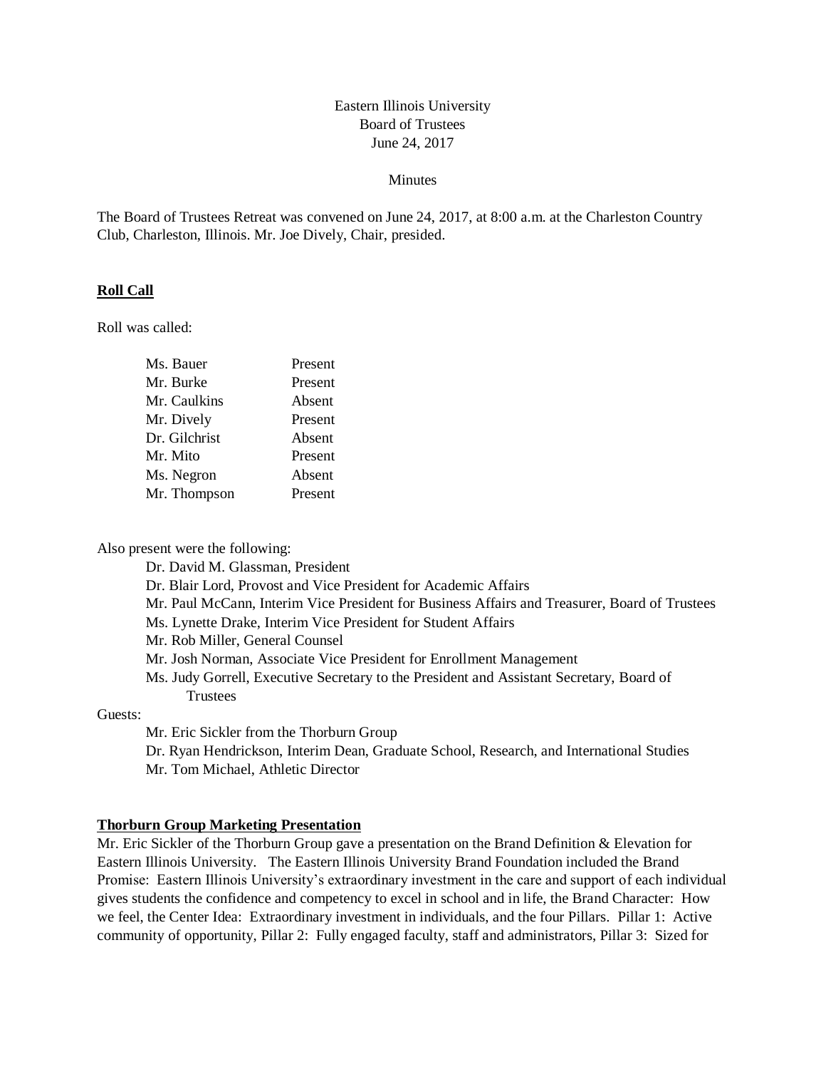Eastern Illinois University
Board of Trustees
June 24, 2017

Minutes

The Board of Trustees Retreat was convened on June 24, 2017, at 8:00 a.m. at the Charleston Country Club, Charleston, Illinois. Mr. Joe Dively, Chair, presided.

## **Roll Call**

Roll was called:

| | |
|---|---|
| Ms. Bauer | Present |
| Mr. Burke | Present |
| Mr. Caulkins | Absent |
| Mr. Dively | Present |
| Dr. Gilchrist | Absent |
| Mr. Mito | Present |
| Ms. Negron | Absent |
| Mr. Thompson | Present |

Also present were the following:

- Dr. David M. Glassman, President
- Dr. Blair Lord, Provost and Vice President for Academic Affairs
- Mr. Paul McCann, Interim Vice President for Business Affairs and Treasurer, Board of Trustees
- Ms. Lynette Drake, Interim Vice President for Student Affairs
- Mr. Rob Miller, General Counsel
- Mr. Josh Norman, Associate Vice President for Enrollment Management
- Ms. Judy Gorrell, Executive Secretary to the President and Assistant Secretary, Board of Trustees

Guests:

- Mr. Eric Sickler from the Thorburn Group
- Dr. Ryan Hendrickson, Interim Dean, Graduate School, Research, and International Studies
- Mr. Tom Michael, Athletic Director

## **Thorburn Group Marketing Presentation**

Mr. Eric Sickler of the Thorburn Group gave a presentation on the Brand Definition & Elevation for Eastern Illinois University. The Eastern Illinois University Brand Foundation included the Brand Promise: Eastern Illinois University's extraordinary investment in the care and support of each individual gives students the confidence and competency to excel in school and in life, the Brand Character: How we feel, the Center Idea: Extraordinary investment in individuals, and the four Pillars. Pillar 1: Active community of opportunity, Pillar 2: Fully engaged faculty, staff and administrators, Pillar 3: Sized for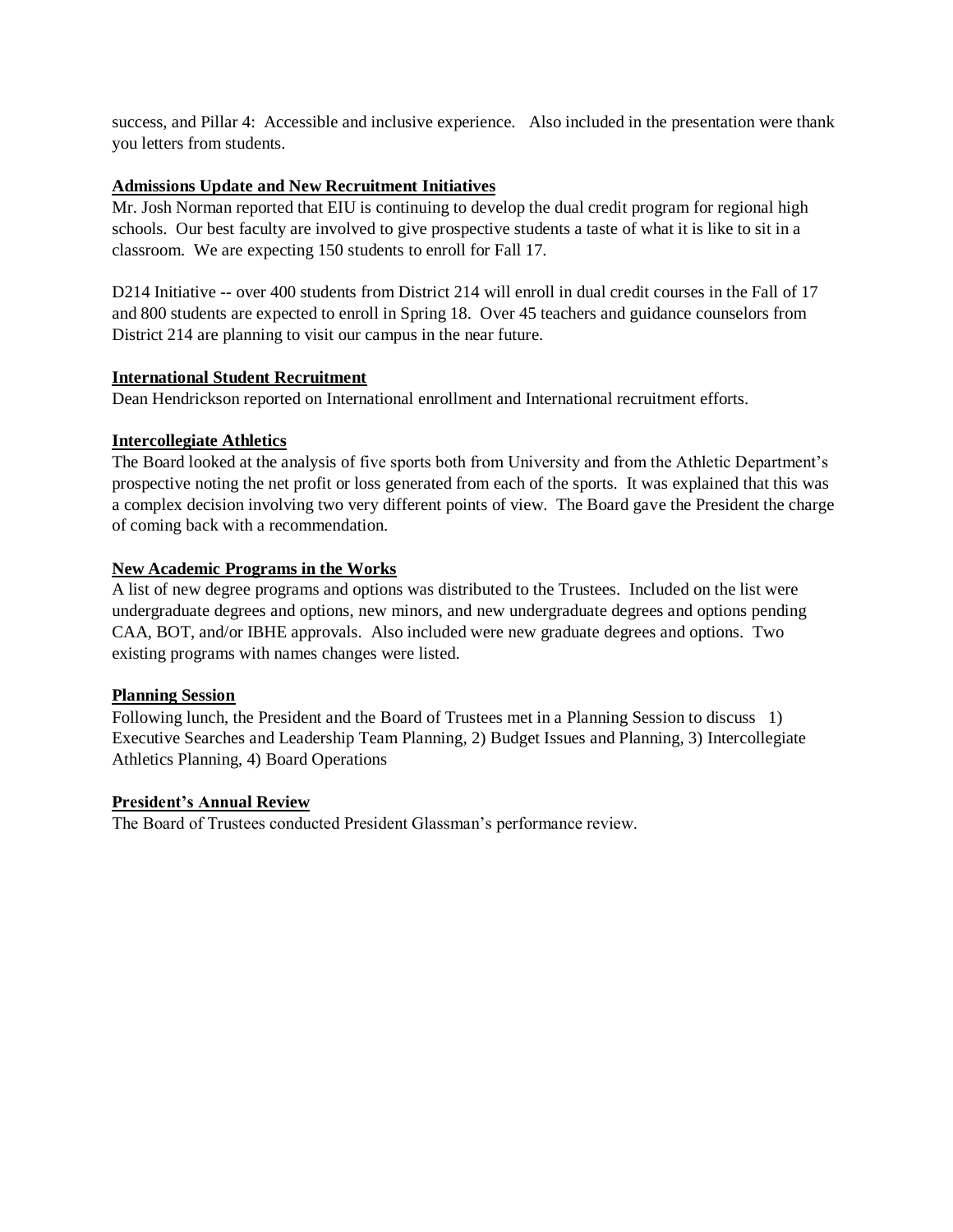success, and Pillar 4: Accessible and inclusive experience. Also included in the presentation were thank you letters from students.

**Admissions Update and New Recruitment Initiatives**

Mr. Josh Norman reported that EIU is continuing to develop the dual credit program for regional high schools. Our best faculty are involved to give prospective students a taste of what it is like to sit in a classroom. We are expecting 150 students to enroll for Fall 17.

D214 Initiative -- over 400 students from District 214 will enroll in dual credit courses in the Fall of 17 and 800 students are expected to enroll in Spring 18. Over 45 teachers and guidance counselors from District 214 are planning to visit our campus in the near future.

**International Student Recruitment**

Dean Hendrickson reported on International enrollment and International recruitment efforts.

**Intercollegiate Athletics**

The Board looked at the analysis of five sports both from University and from the Athletic Department's prospective noting the net profit or loss generated from each of the sports. It was explained that this was a complex decision involving two very different points of view. The Board gave the President the charge of coming back with a recommendation.

**New Academic Programs in the Works**

A list of new degree programs and options was distributed to the Trustees. Included on the list were undergraduate degrees and options, new minors, and new undergraduate degrees and options pending CAA, BOT, and/or IBHE approvals. Also included were new graduate degrees and options. Two existing programs with names changes were listed.

**Planning Session**

Following lunch, the President and the Board of Trustees met in a Planning Session to discuss 1) Executive Searches and Leadership Team Planning, 2) Budget Issues and Planning, 3) Intercollegiate Athletics Planning, 4) Board Operations

**President's Annual Review**

The Board of Trustees conducted President Glassman's performance review.